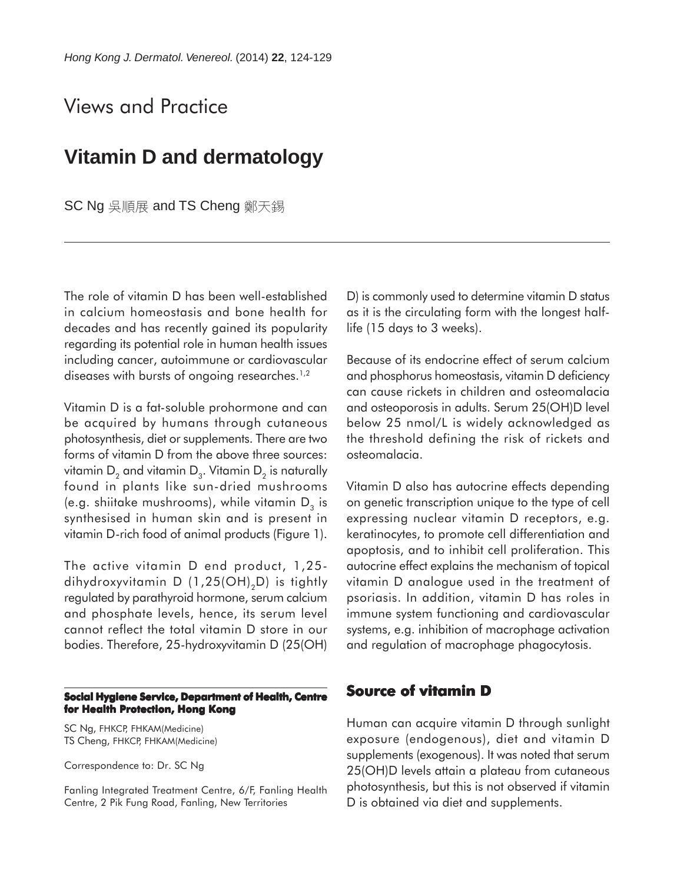Views and Practice

# Vitamin D and dermatology

SC Ng 吳順展 and TS Cheng 鄭天錫

The role of vitamin D has been well-established in calcium homeostasis and bone health for decades and has recently gained its popularity regarding its potential role in human health issues including cancer, autoimmune or cardiovascular diseases with bursts of ongoing researches.[1,2]

Vitamin D is a fat-soluble prohormone and can be acquired by humans through cutaneous photosynthesis, diet or supplements. There are two forms of vitamin D from the above three sources: vitamin $D_2$ and vitamin $D_3$. Vitamin $D_2$ is naturally found in plants like sun-dried mushrooms (e.g. shiitake mushrooms), while vitamin $D_3$ is synthesised in human skin and is present in vitamin D-rich food of animal products (Figure 1).

The active vitamin D end product, 1,25-dihydroxyvitamin D (1,25$(OH)_2$D) is tightly regulated by parathyroid hormone, serum calcium and phosphate levels, hence, its serum level cannot reflect the total vitamin D store in our bodies. Therefore, 25-hydroxyvitamin D (25(OH)D) is commonly used to determine vitamin D status as it is the circulating form with the longest half-life (15 days to 3 weeks).

Because of its endocrine effect of serum calcium and phosphorus homeostasis, vitamin D deficiency can cause rickets in children and osteomalacia and osteoporosis in adults. Serum 25(OH)D level below 25 nmol/L is widely acknowledged as the threshold defining the risk of rickets and osteomalacia.

Vitamin D also has autocrine effects depending on genetic transcription unique to the type of cell expressing nuclear vitamin D receptors, e.g. keratinocytes, to promote cell differentiation and apoptosis, and to inhibit cell proliferation. This autocrine effect explains the mechanism of topical vitamin D analogue used in the treatment of psoriasis. In addition, vitamin D has roles in immune system functioning and cardiovascular systems, e.g. inhibition of macrophage activation and regulation of macrophage phagocytosis.

## Source of vitamin D

Human can acquire vitamin D through sunlight exposure (endogenous), diet and vitamin D supplements (exogenous). It was noted that serum 25(OH)D levels attain a plateau from cutaneous photosynthesis, but this is not observed if vitamin D is obtained via diet and supplements.

**Social Hygiene Service, Department of Health, Centre for Health Protection, Hong Kong**

SC Ng, FHKCP, FHKAM(Medicine)
TS Cheng, FHKCP, FHKAM(Medicine)

Correspondence to: Dr. SC Ng

Fanling Integrated Treatment Centre, 6/F, Fanling Health Centre, 2 Pik Fung Road, Fanling, New Territories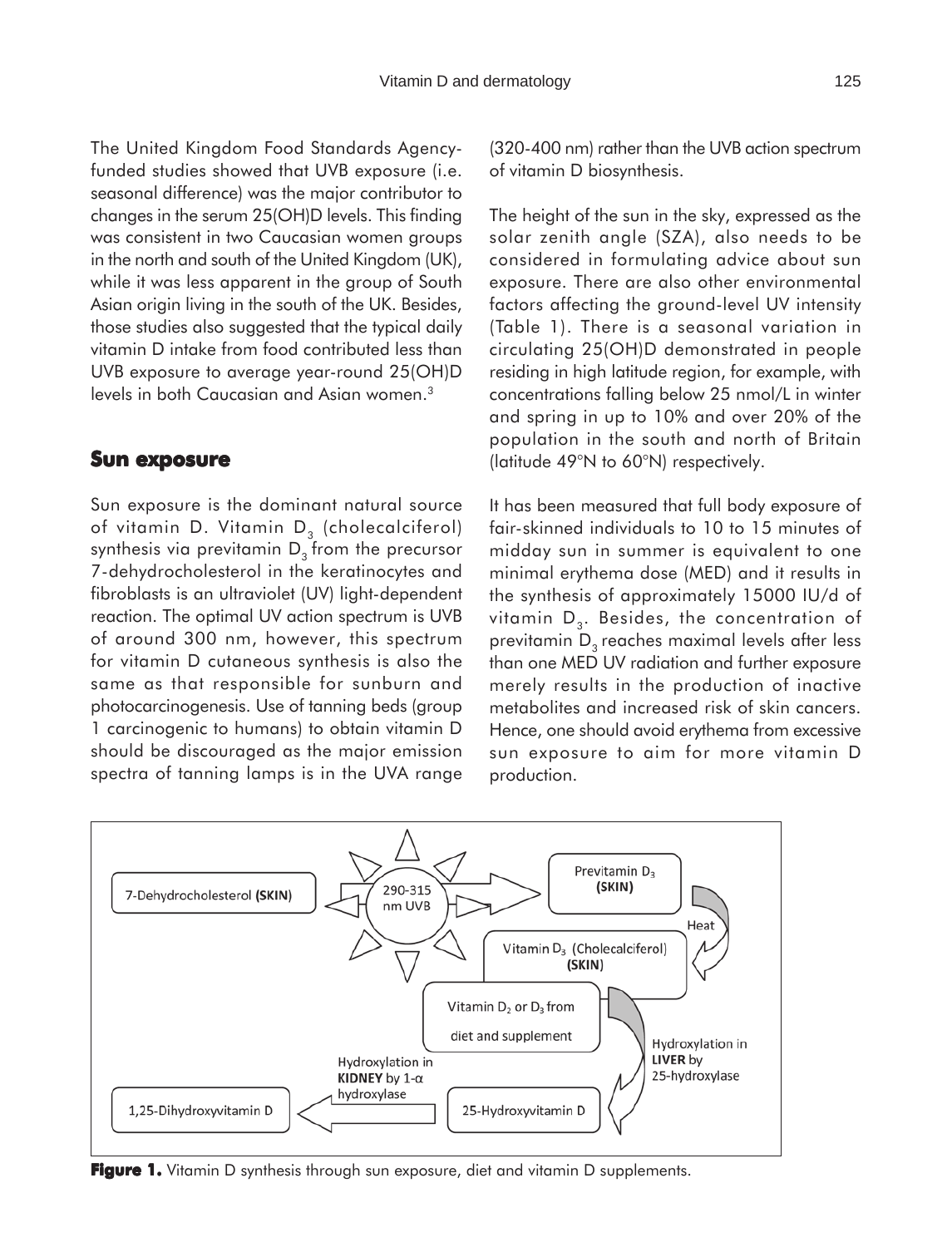The United Kingdom Food Standards Agency-funded studies showed that UVB exposure (i.e. seasonal difference) was the major contributor to changes in the serum 25(OH)D levels. This finding was consistent in two Caucasian women groups in the north and south of the United Kingdom (UK), while it was less apparent in the group of South Asian origin living in the south of the UK. Besides, those studies also suggested that the typical daily vitamin D intake from food contributed less than UVB exposure to average year-round 25(OH)D levels in both Caucasian and Asian women.[3]

## Sun exposure

Sun exposure is the dominant natural source of vitamin D. Vitamin $D_3$ (cholecalciferol) synthesis via previtamin $D_3$ from the precursor 7-dehydrocholesterol in the keratinocytes and fibroblasts is an ultraviolet (UV) light-dependent reaction. The optimal UV action spectrum is UVB of around 300 nm, however, this spectrum for vitamin D cutaneous synthesis is also the same as that responsible for sunburn and photocarcinogenesis. Use of tanning beds (group 1 carcinogenic to humans) to obtain vitamin D should be discouraged as the major emission spectra of tanning lamps is in the UVA range (320-400 nm) rather than the UVB action spectrum of vitamin D biosynthesis.

The height of the sun in the sky, expressed as the solar zenith angle (SZA), also needs to be considered in formulating advice about sun exposure. There are also other environmental factors affecting the ground-level UV intensity (Table 1). There is a seasonal variation in circulating 25(OH)D demonstrated in people residing in high latitude region, for example, with concentrations falling below 25 nmol/L in winter and spring in up to 10% and over 20% of the population in the south and north of Britain (latitude 49°N to 60°N) respectively.

It has been measured that full body exposure of fair-skinned individuals to 10 to 15 minutes of midday sun in summer is equivalent to one minimal erythema dose (MED) and it results in the synthesis of approximately 15000 IU/d of vitamin $D_3$. Besides, the concentration of previtamin $D_3$ reaches maximal levels after less than one MED UV radiation and further exposure merely results in the production of inactive metabolites and increased risk of skin cancers. Hence, one should avoid erythema from excessive sun exposure to aim for more vitamin D production.

**Figure 1.** Vitamin D synthesis through sun exposure, diet and vitamin D supplements.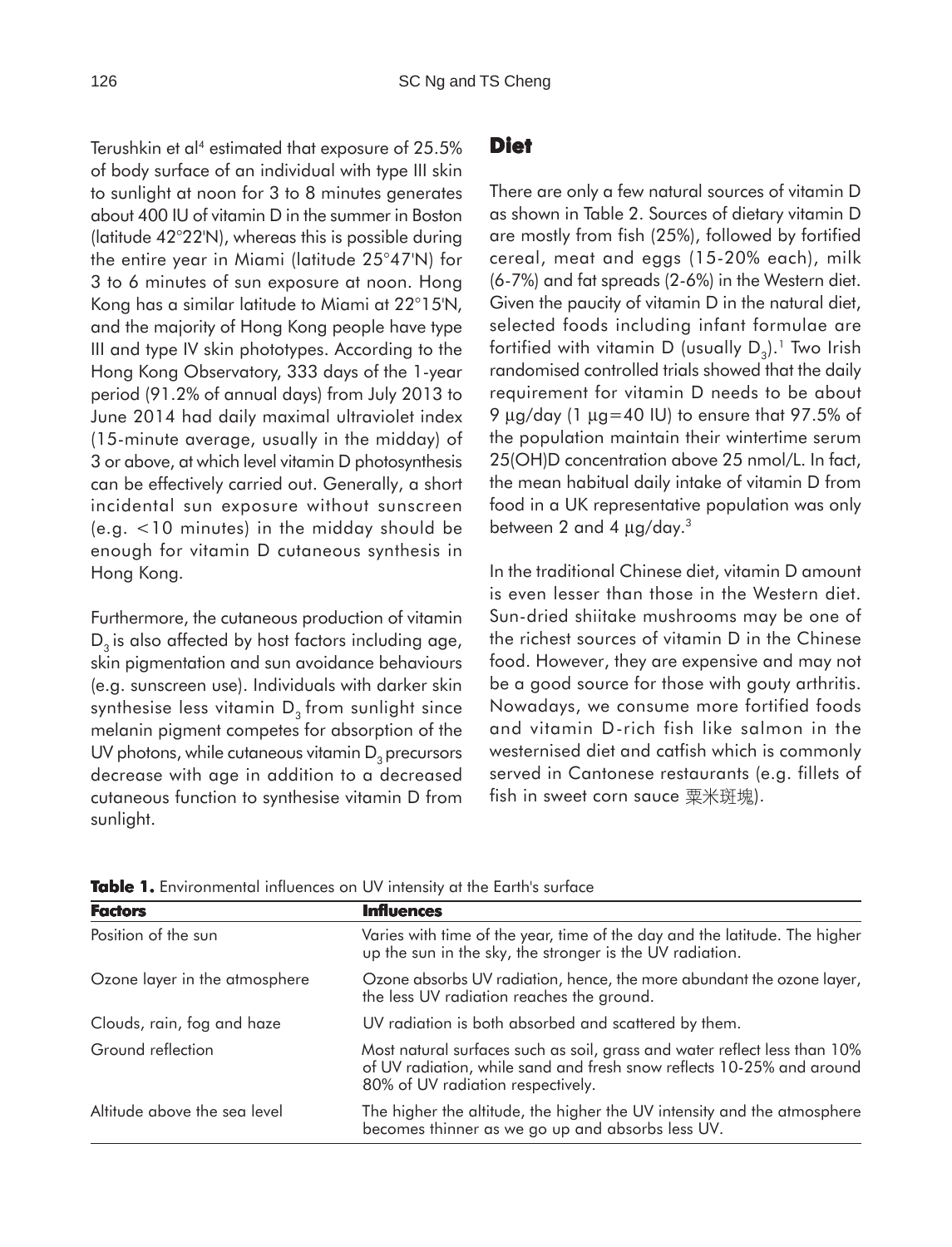Terushkin et al[4] estimated that exposure of 25.5% of body surface of an individual with type III skin to sunlight at noon for 3 to 8 minutes generates about 400 IU of vitamin D in the summer in Boston (latitude 42°22'N), whereas this is possible during the entire year in Miami (latitude 25°47'N) for 3 to 6 minutes of sun exposure at noon. Hong Kong has a similar latitude to Miami at 22°15'N, and the majority of Hong Kong people have type III and type IV skin phototypes. According to the Hong Kong Observatory, 333 days of the 1-year period (91.2% of annual days) from July 2013 to June 2014 had daily maximal ultraviolet index (15-minute average, usually in the midday) of 3 or above, at which level vitamin D photosynthesis can be effectively carried out. Generally, a short incidental sun exposure without sunscreen (e.g. <10 minutes) in the midday should be enough for vitamin D cutaneous synthesis in Hong Kong.

Furthermore, the cutaneous production of vitamin $D_3$ is also affected by host factors including age, skin pigmentation and sun avoidance behaviours (e.g. sunscreen use). Individuals with darker skin synthesise less vitamin $D_3$ from sunlight since melanin pigment competes for absorption of the UV photons, while cutaneous vitamin $D_3$ precursors decrease with age in addition to a decreased cutaneous function to synthesise vitamin D from sunlight.

## Diet

There are only a few natural sources of vitamin D as shown in Table 2. Sources of dietary vitamin D are mostly from fish (25%), followed by fortified cereal, meat and eggs (15-20% each), milk (6-7%) and fat spreads (2-6%) in the Western diet. Given the paucity of vitamin D in the natural diet, selected foods including infant formulae are fortified with vitamin D (usually $D_3$).[1] Two Irish randomised controlled trials showed that the daily requirement for vitamin D needs to be about 9 μg/day (1 μg=40 IU) to ensure that 97.5% of the population maintain their wintertime serum 25(OH)D concentration above 25 nmol/L. In fact, the mean habitual daily intake of vitamin D from food in a UK representative population was only between 2 and 4 μg/day.[3]

In the traditional Chinese diet, vitamin D amount is even lesser than those in the Western diet. Sun-dried shiitake mushrooms may be one of the richest sources of vitamin D in the Chinese food. However, they are expensive and may not be a good source for those with gouty arthritis. Nowadays, we consume more fortified foods and vitamin D-rich fish like salmon in the westernised diet and catfish which is commonly served in Cantonese restaurants (e.g. fillets of fish in sweet corn sauce 粟米斑塊).

**Table 1.** Environmental influences on UV intensity at the Earth's surface

| Factors | Influences |
|---|---|
| Position of the sun | Varies with time of the year, time of the day and the latitude. The higher up the sun in the sky, the stronger is the UV radiation. |
| Ozone layer in the atmosphere | Ozone absorbs UV radiation, hence, the more abundant the ozone layer, the less UV radiation reaches the ground. |
| Clouds, rain, fog and haze | UV radiation is both absorbed and scattered by them. |
| Ground reflection | Most natural surfaces such as soil, grass and water reflect less than 10% of UV radiation, while sand and fresh snow reflects 10-25% and around 80% of UV radiation respectively. |
| Altitude above the sea level | The higher the altitude, the higher the UV intensity and the atmosphere becomes thinner as we go up and absorbs less UV. |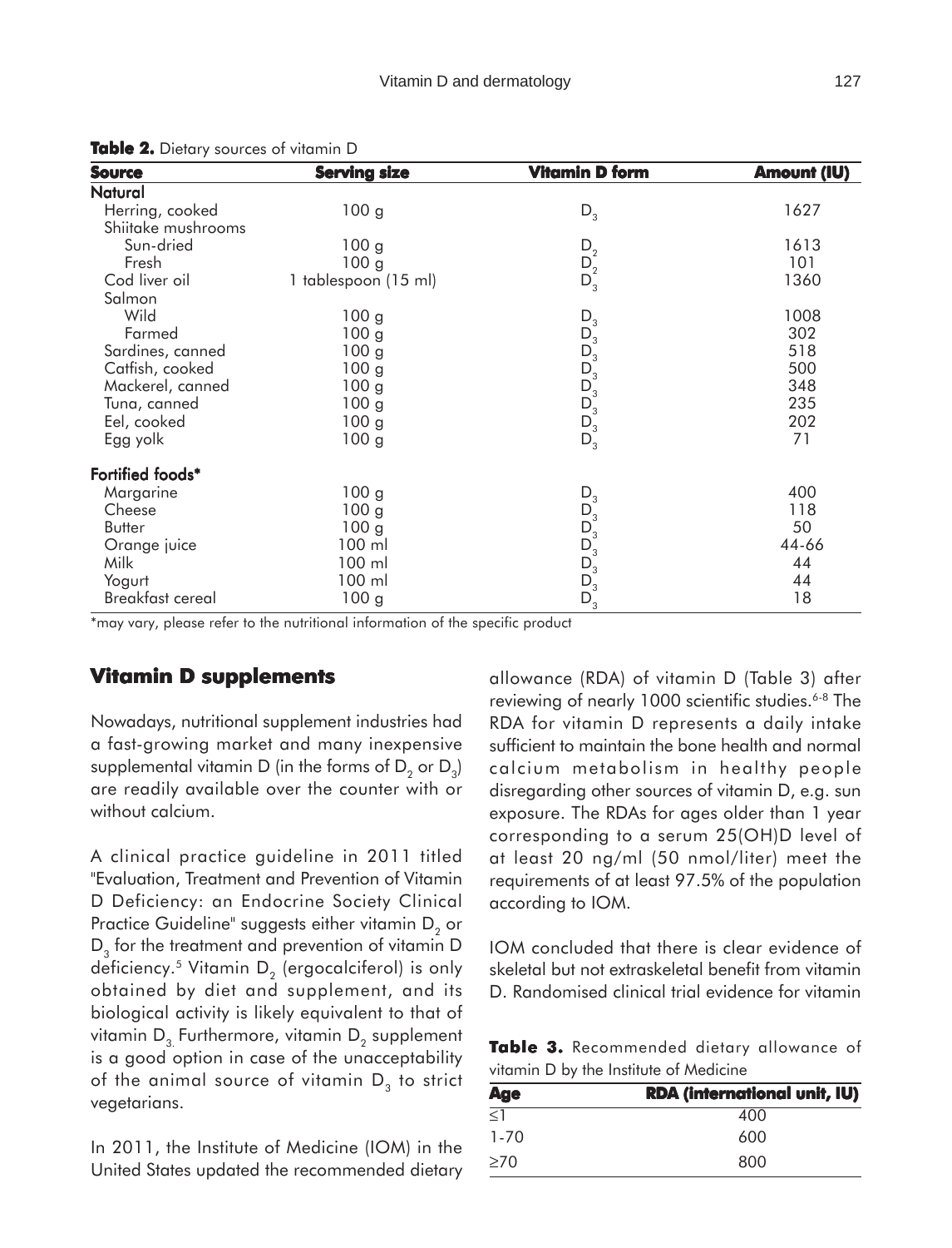**Table 2.** Dietary sources of vitamin D

| Source | Serving size | Vitamin D form | Amount (IU) |
|---|---|---|---|
| **Natural** | | | |
| Herring, cooked | 100 g | $D_3$ | 1627 |
| Shiitake mushrooms | | | |
| Sun-dried | 100 g | $D_2$ | 1613 |
| Fresh | 100 g | $D_2$ | 101 |
| Cod liver oil | 1 tablespoon (15 ml) | $D_3$ | 1360 |
| Salmon | | | |
| Wild | 100 g | $D_3$ | 1008 |
| Farmed | 100 g | $D_3$ | 302 |
| Sardines, canned | 100 g | $D_3$ | 518 |
| Catfish, cooked | 100 g | $D_3$ | 500 |
| Mackerel, canned | 100 g | $D_3$ | 348 |
| Tuna, canned | 100 g | $D_3$ | 235 |
| Eel, cooked | 100 g | $D_3$ | 202 |
| Egg yolk | 100 g | $D_3$ | 71 |
| **Fortified foods*** | | | |
| Margarine | 100 g | $D_3$ | 400 |
| Cheese | 100 g | $D_3$ | 118 |
| Butter | 100 g | $D_3$ | 50 |
| Orange juice | 100 ml | $D_3$ | 44-66 |
| Milk | 100 ml | $D_3$ | 44 |
| Yogurt | 100 ml | $D_3$ | 44 |
| Breakfast cereal | 100 g | $D_3$ | 18 |

*may vary, please refer to the nutritional information of the specific product

## Vitamin D supplements

Nowadays, nutritional supplement industries had a fast-growing market and many inexpensive supplemental vitamin D (in the forms of $D_2$ or $D_3$) are readily available over the counter with or without calcium.

A clinical practice guideline in 2011 titled "Evaluation, Treatment and Prevention of Vitamin D Deficiency: an Endocrine Society Clinical Practice Guideline" suggests either vitamin $D_2$ or $D_3$ for the treatment and prevention of vitamin D deficiency.[5] Vitamin $D_2$ (ergocalciferol) is only obtained by diet and supplement, and its biological activity is likely equivalent to that of vitamin $D_3$. Furthermore, vitamin $D_2$ supplement is a good option in case of the unacceptability of the animal source of vitamin $D_3$ to strict vegetarians.

In 2011, the Institute of Medicine (IOM) in the United States updated the recommended dietary allowance (RDA) of vitamin D (Table 3) after reviewing of nearly 1000 scientific studies.[6-8] The RDA for vitamin D represents a daily intake sufficient to maintain the bone health and normal calcium metabolism in healthy people disregarding other sources of vitamin D, e.g. sun exposure. The RDAs for ages older than 1 year corresponding to a serum 25(OH)D level of at least 20 ng/ml (50 nmol/liter) meet the requirements of at least 97.5% of the population according to IOM.

IOM concluded that there is clear evidence of skeletal but not extraskeletal benefit from vitamin D. Randomised clinical trial evidence for vitamin

**Table 3.** Recommended dietary allowance of vitamin D by the Institute of Medicine

| Age | RDA (international unit, IU) |
|---|---|
| ≤1 | 400 |
| 1-70 | 600 |
| ≥70 | 800 |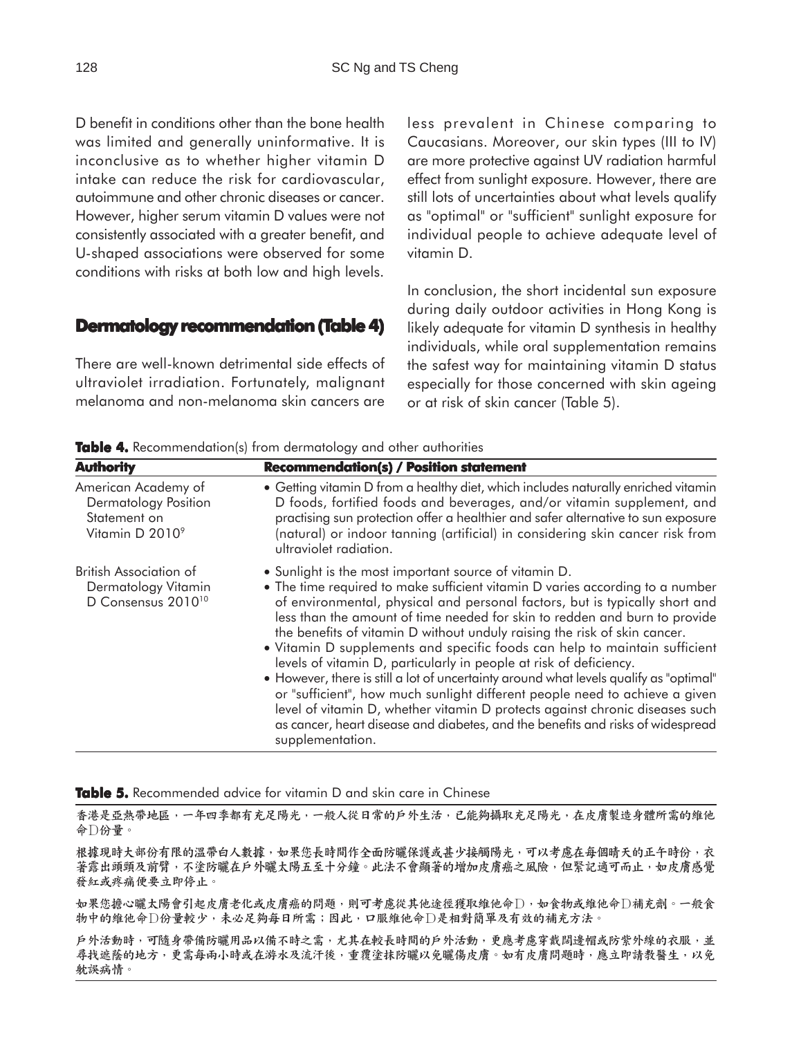D benefit in conditions other than the bone health was limited and generally uninformative. It is inconclusive as to whether higher vitamin D intake can reduce the risk for cardiovascular, autoimmune and other chronic diseases or cancer. However, higher serum vitamin D values were not consistently associated with a greater benefit, and U-shaped associations were observed for some conditions with risks at both low and high levels.

## Dermatology recommendation (Table 4)

There are well-known detrimental side effects of ultraviolet irradiation. Fortunately, malignant melanoma and non-melanoma skin cancers are less prevalent in Chinese comparing to Caucasians. Moreover, our skin types (III to IV) are more protective against UV radiation harmful effect from sunlight exposure. However, there are still lots of uncertainties about what levels qualify as "optimal" or "sufficient" sunlight exposure for individual people to achieve adequate level of vitamin D.

In conclusion, the short incidental sun exposure during daily outdoor activities in Hong Kong is likely adequate for vitamin D synthesis in healthy individuals, while oral supplementation remains the safest way for maintaining vitamin D status especially for those concerned with skin ageing or at risk of skin cancer (Table 5).

**Table 4.** Recommendation(s) from dermatology and other authorities

| Authority | Recommendation(s) / Position statement |
|---|---|
| American Academy of Dermatology Position Statement on Vitamin D 2010[9] | • Getting vitamin D from a healthy diet, which includes naturally enriched vitamin D foods, fortified foods and beverages, and/or vitamin supplement, and practising sun protection offer a healthier and safer alternative to sun exposure (natural) or indoor tanning (artificial) in considering skin cancer risk from ultraviolet radiation. |
| British Association of Dermatology Vitamin D Consensus 2010[10] | • Sunlight is the most important source of vitamin D.<br>• The time required to make sufficient vitamin D varies according to a number of environmental, physical and personal factors, but is typically short and less than the amount of time needed for skin to redden and burn to provide the benefits of vitamin D without unduly raising the risk of skin cancer.<br>• Vitamin D supplements and specific foods can help to maintain sufficient levels of vitamin D, particularly in people at risk of deficiency.<br>• However, there is still a lot of uncertainty around what levels qualify as "optimal" or "sufficient", how much sunlight different people need to achieve a given level of vitamin D, whether vitamin D protects against chronic diseases such as cancer, heart disease and diabetes, and the benefits and risks of widespread supplementation. |

**Table 5.** Recommended advice for vitamin D and skin care in Chinese

香港是亞熱帶地區，一年四季都有充足陽光，一般人從日常的戶外生活，已能夠攝取充足陽光，在皮膚製造身體所需的維他命D份量。

根據現時大部份有限的溫帶白人數據，如果您長時間作全面防曬保護或甚少接觸陽光，可以考慮在每個晴天的正午時份，衣著露出頭頸及前臂，不塗防曬在戶外曬太陽五至十分鐘。此法不會顯著的增加皮膚癌之風險，但緊記適可而止，如皮膚感覺發紅或疼痛便要立即停止。

如果您擔心曬太陽會引起皮膚老化或皮膚癌的問題，則可考慮從其他途徑獲取維他命D，如食物或維他命D補充劑。一般食物中的維他命D份量較少，未必足夠每日所需；因此，口服維他命D是相對簡單及有效的補充方法。

戶外活動時，可隨身帶備防曬用品以備不時之需，尤其在較長時間的戶外活動，更應考慮穿戴闊邊帽或防紫外線的衣服，並尋找遮蔭的地方，更需每兩小時或在游水及流汗後，重覆塗抹防曬以免曬傷皮膚。如有皮膚問題時，應立即請教醫生，以免耽誤病情。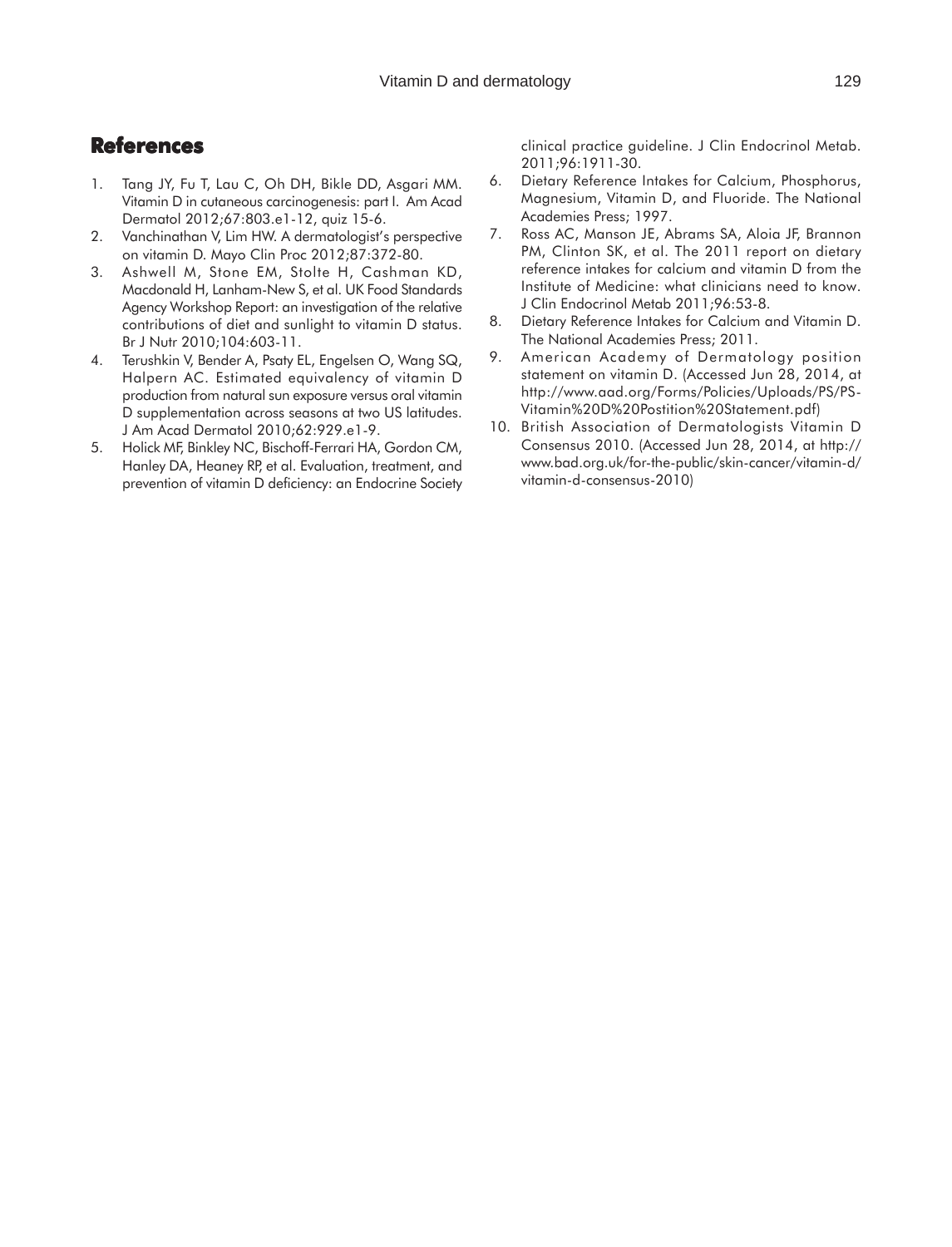## References

1. Tang JY, Fu T, Lau C, Oh DH, Bikle DD, Asgari MM. Vitamin D in cutaneous carcinogenesis: part I. Am Acad Dermatol 2012;67:803.e1-12, quiz 15-6.
2. Vanchinathan V, Lim HW. A dermatologist's perspective on vitamin D. Mayo Clin Proc 2012;87:372-80.
3. Ashwell M, Stone EM, Stolte H, Cashman KD, Macdonald H, Lanham-New S, et al. UK Food Standards Agency Workshop Report: an investigation of the relative contributions of diet and sunlight to vitamin D status. Br J Nutr 2010;104:603-11.
4. Terushkin V, Bender A, Psaty EL, Engelsen O, Wang SQ, Halpern AC. Estimated equivalency of vitamin D production from natural sun exposure versus oral vitamin D supplementation across seasons at two US latitudes. J Am Acad Dermatol 2010;62:929.e1-9.
5. Holick MF, Binkley NC, Bischoff-Ferrari HA, Gordon CM, Hanley DA, Heaney RP, et al. Evaluation, treatment, and prevention of vitamin D deficiency: an Endocrine Society clinical practice guideline. J Clin Endocrinol Metab. 2011;96:1911-30.
6. Dietary Reference Intakes for Calcium, Phosphorus, Magnesium, Vitamin D, and Fluoride. The National Academies Press; 1997.
7. Ross AC, Manson JE, Abrams SA, Aloia JF, Brannon PM, Clinton SK, et al. The 2011 report on dietary reference intakes for calcium and vitamin D from the Institute of Medicine: what clinicians need to know. J Clin Endocrinol Metab 2011;96:53-8.
8. Dietary Reference Intakes for Calcium and Vitamin D. The National Academies Press; 2011.
9. American Academy of Dermatology position statement on vitamin D. (Accessed Jun 28, 2014, at http://www.aad.org/Forms/Policies/Uploads/PS/PS-Vitamin%20D%20Postition%20Statement.pdf)
10. British Association of Dermatologists Vitamin D Consensus 2010. (Accessed Jun 28, 2014, at http://www.bad.org.uk/for-the-public/skin-cancer/vitamin-d/vitamin-d-consensus-2010)